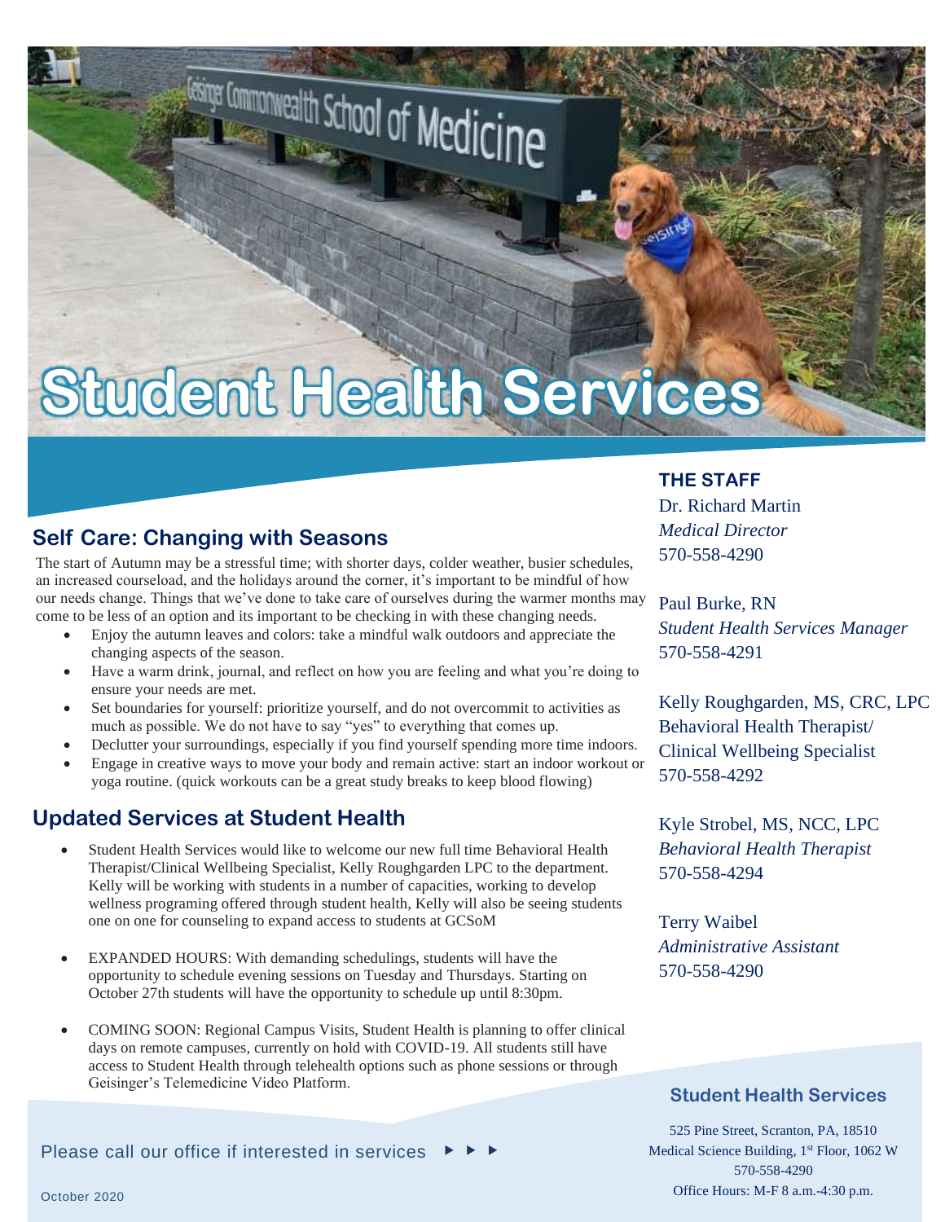# Student Health Services

## Self Care: Changing with Seasons

The start of Autumn may be a stressful time; with shorter days, colder weather, busier schedules, an increased courseload, and the holidays around the corner, it's important to be mindful of how our needs change. Things that we've done to take care of ourselves during the warmer months may come to be less of an option and its important to be checking in with these changing needs.

- Enjoy the autumn leaves and colors: take a mindful walk outdoors and appreciate the changing aspects of the season.
- Have a warm drink, journal, and reflect on how you are feeling and what you're doing to ensure your needs are met.
- Set boundaries for yourself: prioritize yourself, and do not overcommit to activities as much as possible. We do not have to say "yes" to everything that comes up.
- Declutter your surroundings, especially if you find yourself spending more time indoors.
- Engage in creative ways to move your body and remain active: start an indoor workout or yoga routine. (quick workouts can be a great study breaks to keep blood flowing)

## Updated Services at Student Health

- Student Health Services would like to welcome our new full time Behavioral Health Therapist/Clinical Wellbeing Specialist, Kelly Roughgarden LPC to the department. Kelly will be working with students in a number of capacities, working to develop wellness programing offered through student health, Kelly will also be seeing students one on one for counseling to expand access to students at GCSoM

- EXPANDED HOURS: With demanding schedulings, students will have the opportunity to schedule evening sessions on Tuesday and Thursdays. Starting on October 27th students will have the opportunity to schedule up until 8:30pm.

- COMING SOON: Regional Campus Visits, Student Health is planning to offer clinical days on remote campuses, currently on hold with COVID-19. All students still have access to Student Health through telehealth options such as phone sessions or through Geisinger's Telemedicine Video Platform.

Please call our office if interested in services ► ► ►

October 2020

### THE STAFF

Dr. Richard Martin
*Medical Director*
570-558-4290

Paul Burke, RN
*Student Health Services Manager*
570-558-4291

Kelly Roughgarden, MS, CRC, LPC
Behavioral Health Therapist/ Clinical Wellbeing Specialist
570-558-4292

Kyle Strobel, MS, NCC, LPC
*Behavioral Health Therapist*
570-558-4294

Terry Waibel
*Administrative Assistant*
570-558-4290

### Student Health Services

525 Pine Street, Scranton, PA, 18510
Medical Science Building, 1st Floor, 1062 W
570-558-4290
Office Hours: M-F 8 a.m.-4:30 p.m.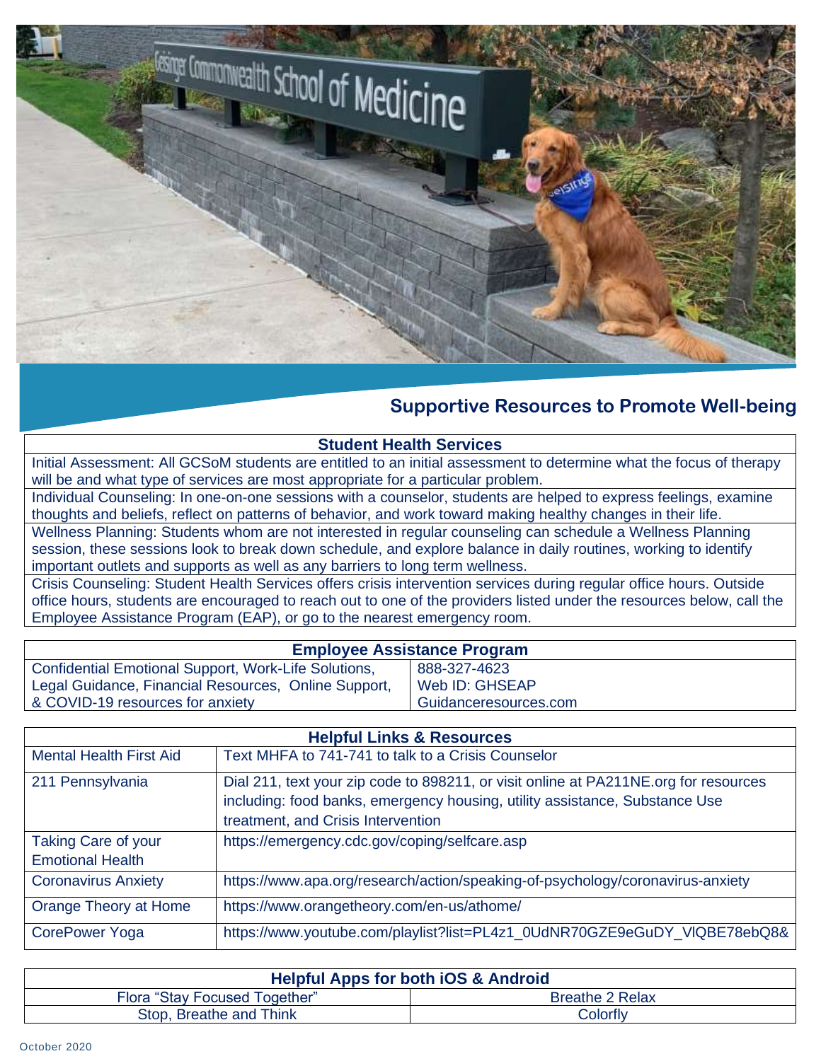## Supportive Resources to Promote Well-being

| Student Health Services |
|---|
| Initial Assessment: All GCSoM students are entitled to an initial assessment to determine what the focus of therapy will be and what type of services are most appropriate for a particular problem. |
| Individual Counseling: In one-on-one sessions with a counselor, students are helped to express feelings, examine thoughts and beliefs, reflect on patterns of behavior, and work toward making healthy changes in their life. |
| Wellness Planning: Students whom are not interested in regular counseling can schedule a Wellness Planning session, these sessions look to break down schedule, and explore balance in daily routines, working to identify important outlets and supports as well as any barriers to long term wellness. |
| Crisis Counseling: Student Health Services offers crisis intervention services during regular office hours. Outside office hours, students are encouraged to reach out to one of the providers listed under the resources below, call the Employee Assistance Program (EAP), or go to the nearest emergency room. |

| Employee Assistance Program | |
|---|---|
| Confidential Emotional Support, Work-Life Solutions, Legal Guidance, Financial Resources, Online Support, & COVID-19 resources for anxiety | 888-327-4623<br>Web ID: GHSEAP<br>Guidanceresources.com |

| Helpful Links & Resources | |
|---|---|
| Mental Health First Aid | Text MHFA to 741-741 to talk to a Crisis Counselor |
| 211 Pennsylvania | Dial 211, text your zip code to 898211, or visit online at PA211NE.org for resources including: food banks, emergency housing, utility assistance, Substance Use treatment, and Crisis Intervention |
| Taking Care of your Emotional Health | https://emergency.cdc.gov/coping/selfcare.asp |
| Coronavirus Anxiety | https://www.apa.org/research/action/speaking-of-psychology/coronavirus-anxiety |
| Orange Theory at Home | https://www.orangetheory.com/en-us/athome/ |
| CorePower Yoga | https://www.youtube.com/playlist?list=PL4z1_0UdNR70GZE9eGuDY_VlQBE78ebQ8& |

| Helpful Apps for both iOS & Android | |
|---|---|
| Flora "Stay Focused Together" | Breathe 2 Relax |
| Stop, Breathe and Think | Colorfly |

October 2020